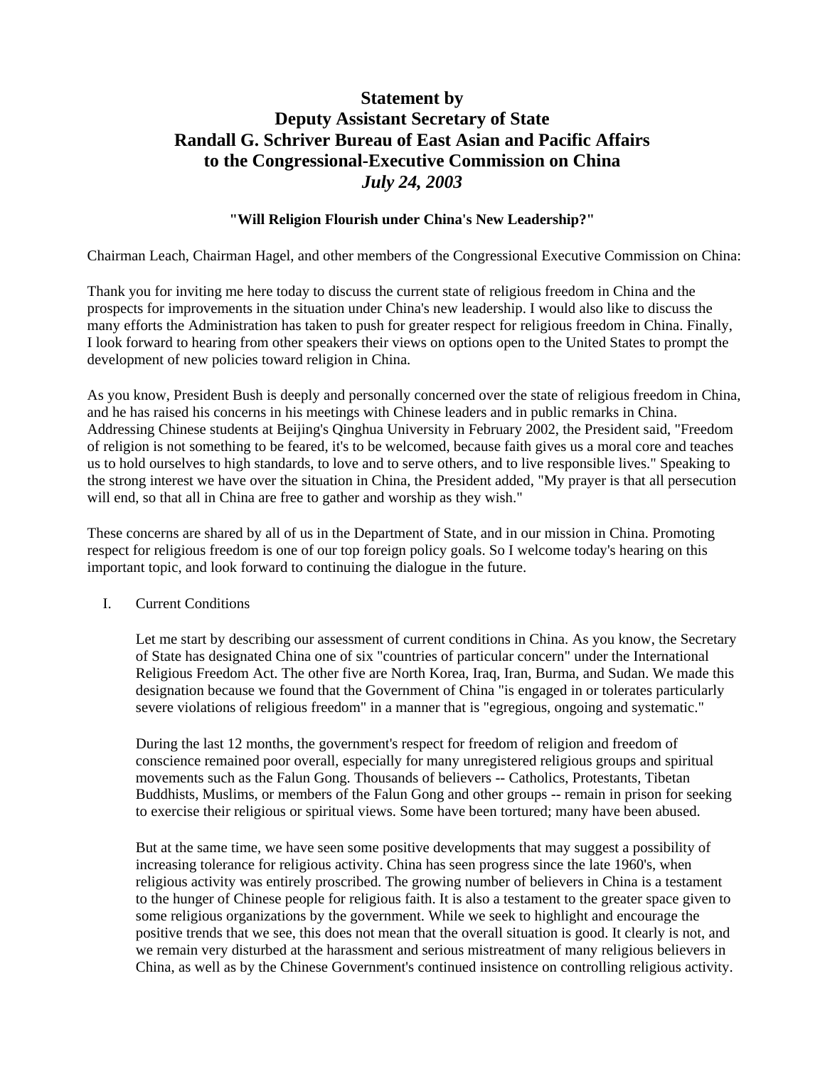# Statement by
# Deputy Assistant Secretary of State
# Randall G. Schriver Bureau of East Asian and Pacific Affairs
# to the Congressional-Executive Commission on China
# *July 24, 2003*

**"Will Religion Flourish under China's New Leadership?"**

Chairman Leach, Chairman Hagel, and other members of the Congressional Executive Commission on China:

Thank you for inviting me here today to discuss the current state of religious freedom in China and the prospects for improvements in the situation under China's new leadership. I would also like to discuss the many efforts the Administration has taken to push for greater respect for religious freedom in China. Finally, I look forward to hearing from other speakers their views on options open to the United States to prompt the development of new policies toward religion in China.

As you know, President Bush is deeply and personally concerned over the state of religious freedom in China, and he has raised his concerns in his meetings with Chinese leaders and in public remarks in China. Addressing Chinese students at Beijing's Qinghua University in February 2002, the President said, "Freedom of religion is not something to be feared, it's to be welcomed, because faith gives us a moral core and teaches us to hold ourselves to high standards, to love and to serve others, and to live responsible lives." Speaking to the strong interest we have over the situation in China, the President added, "My prayer is that all persecution will end, so that all in China are free to gather and worship as they wish."

These concerns are shared by all of us in the Department of State, and in our mission in China. Promoting respect for religious freedom is one of our top foreign policy goals. So I welcome today's hearing on this important topic, and look forward to continuing the dialogue in the future.

I. Current Conditions

Let me start by describing our assessment of current conditions in China. As you know, the Secretary of State has designated China one of six "countries of particular concern" under the International Religious Freedom Act. The other five are North Korea, Iraq, Iran, Burma, and Sudan. We made this designation because we found that the Government of China "is engaged in or tolerates particularly severe violations of religious freedom" in a manner that is "egregious, ongoing and systematic."

During the last 12 months, the government's respect for freedom of religion and freedom of conscience remained poor overall, especially for many unregistered religious groups and spiritual movements such as the Falun Gong. Thousands of believers -- Catholics, Protestants, Tibetan Buddhists, Muslims, or members of the Falun Gong and other groups -- remain in prison for seeking to exercise their religious or spiritual views. Some have been tortured; many have been abused.

But at the same time, we have seen some positive developments that may suggest a possibility of increasing tolerance for religious activity. China has seen progress since the late 1960's, when religious activity was entirely proscribed. The growing number of believers in China is a testament to the hunger of Chinese people for religious faith. It is also a testament to the greater space given to some religious organizations by the government. While we seek to highlight and encourage the positive trends that we see, this does not mean that the overall situation is good. It clearly is not, and we remain very disturbed at the harassment and serious mistreatment of many religious believers in China, as well as by the Chinese Government's continued insistence on controlling religious activity.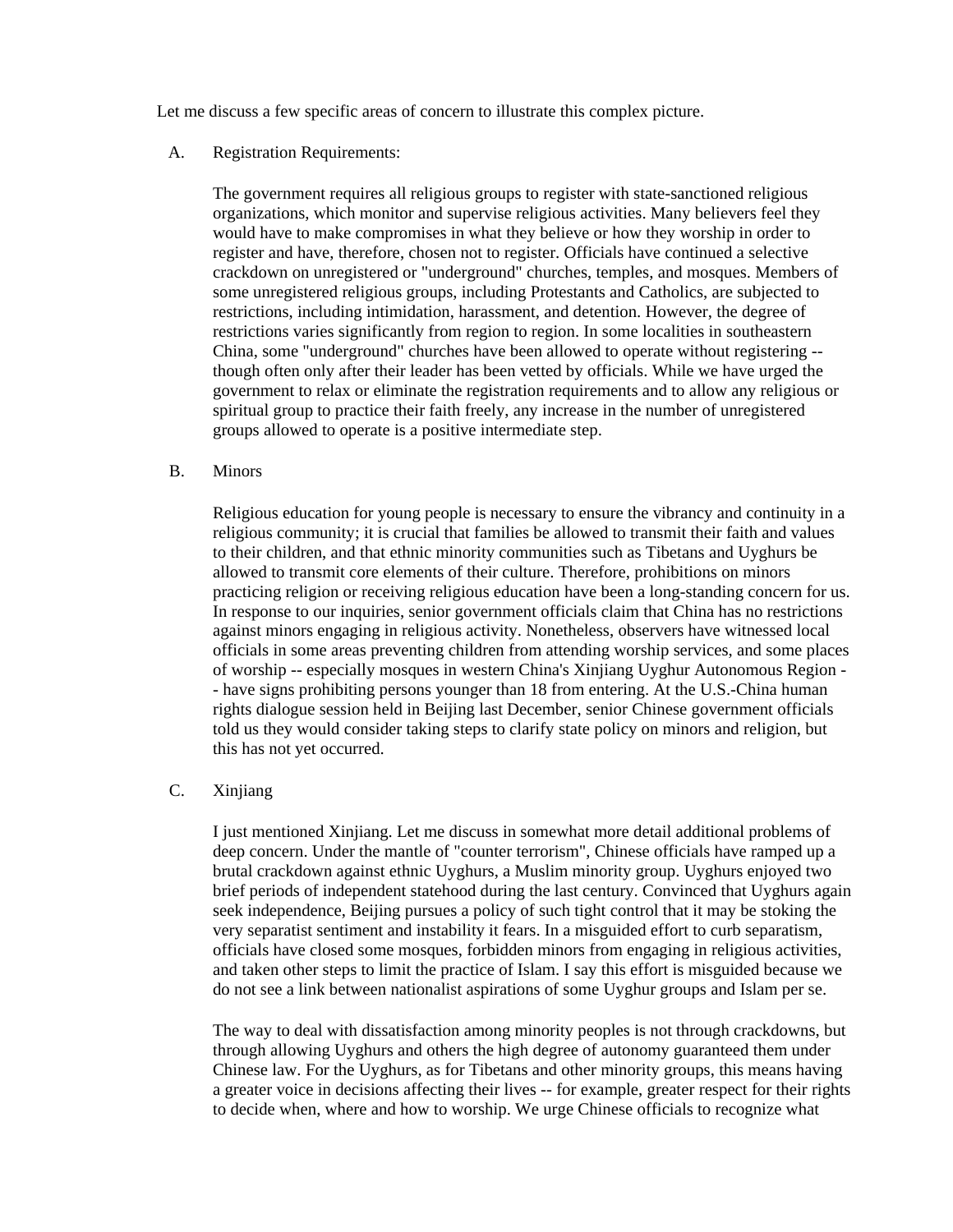Let me discuss a few specific areas of concern to illustrate this complex picture.

A. Registration Requirements:

The government requires all religious groups to register with state-sanctioned religious organizations, which monitor and supervise religious activities. Many believers feel they would have to make compromises in what they believe or how they worship in order to register and have, therefore, chosen not to register. Officials have continued a selective crackdown on unregistered or "underground" churches, temples, and mosques. Members of some unregistered religious groups, including Protestants and Catholics, are subjected to restrictions, including intimidation, harassment, and detention. However, the degree of restrictions varies significantly from region to region. In some localities in southeastern China, some "underground" churches have been allowed to operate without registering -- though often only after their leader has been vetted by officials. While we have urged the government to relax or eliminate the registration requirements and to allow any religious or spiritual group to practice their faith freely, any increase in the number of unregistered groups allowed to operate is a positive intermediate step.

B. Minors

Religious education for young people is necessary to ensure the vibrancy and continuity in a religious community; it is crucial that families be allowed to transmit their faith and values to their children, and that ethnic minority communities such as Tibetans and Uyghurs be allowed to transmit core elements of their culture. Therefore, prohibitions on minors practicing religion or receiving religious education have been a long-standing concern for us. In response to our inquiries, senior government officials claim that China has no restrictions against minors engaging in religious activity. Nonetheless, observers have witnessed local officials in some areas preventing children from attending worship services, and some places of worship -- especially mosques in western China's Xinjiang Uyghur Autonomous Region -- have signs prohibiting persons younger than 18 from entering. At the U.S.-China human rights dialogue session held in Beijing last December, senior Chinese government officials told us they would consider taking steps to clarify state policy on minors and religion, but this has not yet occurred.

C. Xinjiang

I just mentioned Xinjiang. Let me discuss in somewhat more detail additional problems of deep concern. Under the mantle of "counter terrorism", Chinese officials have ramped up a brutal crackdown against ethnic Uyghurs, a Muslim minority group. Uyghurs enjoyed two brief periods of independent statehood during the last century. Convinced that Uyghurs again seek independence, Beijing pursues a policy of such tight control that it may be stoking the very separatist sentiment and instability it fears. In a misguided effort to curb separatism, officials have closed some mosques, forbidden minors from engaging in religious activities, and taken other steps to limit the practice of Islam. I say this effort is misguided because we do not see a link between nationalist aspirations of some Uyghur groups and Islam per se.

The way to deal with dissatisfaction among minority peoples is not through crackdowns, but through allowing Uyghurs and others the high degree of autonomy guaranteed them under Chinese law. For the Uyghurs, as for Tibetans and other minority groups, this means having a greater voice in decisions affecting their lives -- for example, greater respect for their rights to decide when, where and how to worship. We urge Chinese officials to recognize what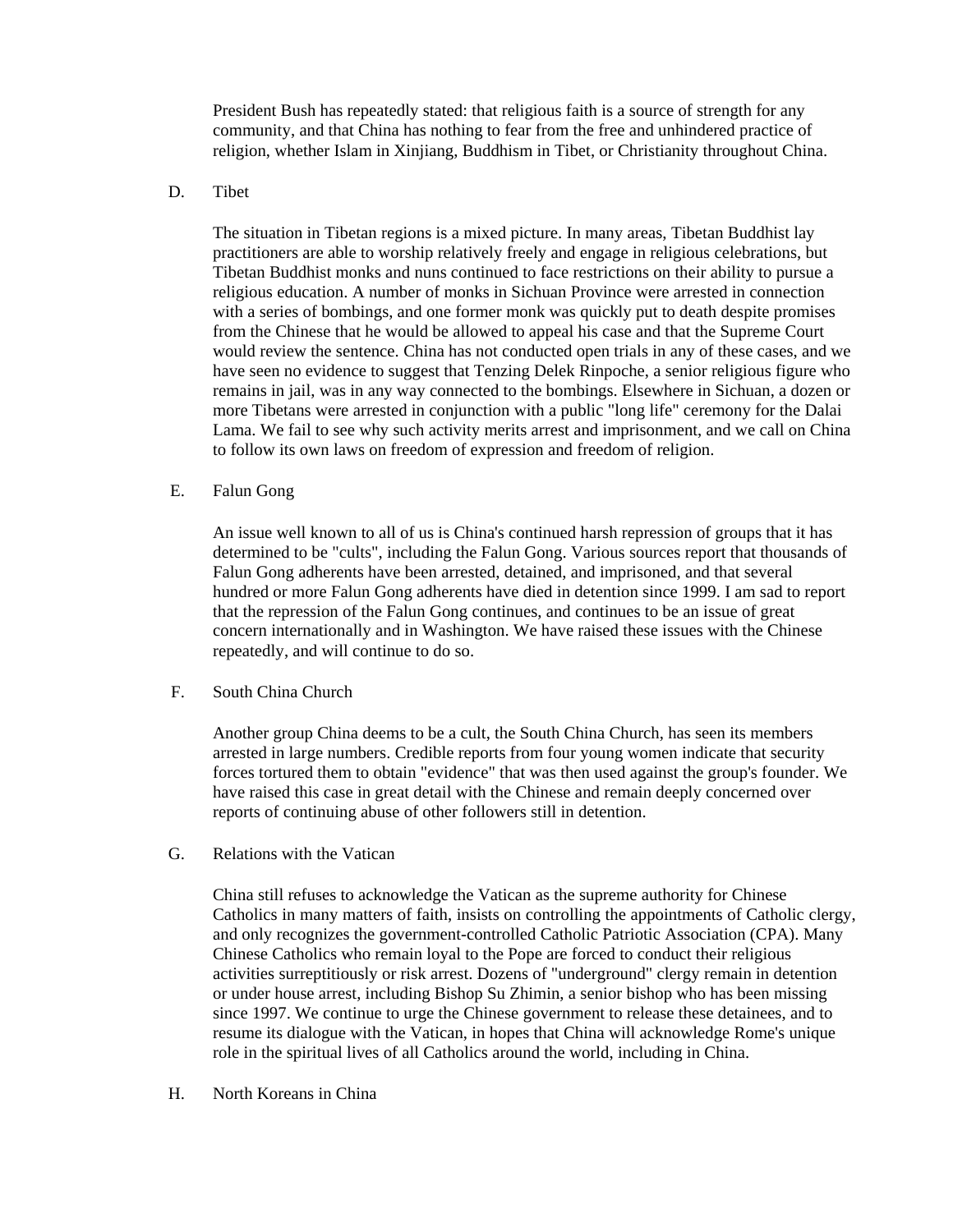President Bush has repeatedly stated: that religious faith is a source of strength for any community, and that China has nothing to fear from the free and unhindered practice of religion, whether Islam in Xinjiang, Buddhism in Tibet, or Christianity throughout China.

D. Tibet

The situation in Tibetan regions is a mixed picture. In many areas, Tibetan Buddhist lay practitioners are able to worship relatively freely and engage in religious celebrations, but Tibetan Buddhist monks and nuns continued to face restrictions on their ability to pursue a religious education. A number of monks in Sichuan Province were arrested in connection with a series of bombings, and one former monk was quickly put to death despite promises from the Chinese that he would be allowed to appeal his case and that the Supreme Court would review the sentence. China has not conducted open trials in any of these cases, and we have seen no evidence to suggest that Tenzing Delek Rinpoche, a senior religious figure who remains in jail, was in any way connected to the bombings. Elsewhere in Sichuan, a dozen or more Tibetans were arrested in conjunction with a public "long life" ceremony for the Dalai Lama. We fail to see why such activity merits arrest and imprisonment, and we call on China to follow its own laws on freedom of expression and freedom of religion.

E. Falun Gong

An issue well known to all of us is China's continued harsh repression of groups that it has determined to be "cults", including the Falun Gong. Various sources report that thousands of Falun Gong adherents have been arrested, detained, and imprisoned, and that several hundred or more Falun Gong adherents have died in detention since 1999. I am sad to report that the repression of the Falun Gong continues, and continues to be an issue of great concern internationally and in Washington. We have raised these issues with the Chinese repeatedly, and will continue to do so.

F. South China Church

Another group China deems to be a cult, the South China Church, has seen its members arrested in large numbers. Credible reports from four young women indicate that security forces tortured them to obtain "evidence" that was then used against the group's founder. We have raised this case in great detail with the Chinese and remain deeply concerned over reports of continuing abuse of other followers still in detention.

G. Relations with the Vatican

China still refuses to acknowledge the Vatican as the supreme authority for Chinese Catholics in many matters of faith, insists on controlling the appointments of Catholic clergy, and only recognizes the government-controlled Catholic Patriotic Association (CPA). Many Chinese Catholics who remain loyal to the Pope are forced to conduct their religious activities surreptitiously or risk arrest. Dozens of "underground" clergy remain in detention or under house arrest, including Bishop Su Zhimin, a senior bishop who has been missing since 1997. We continue to urge the Chinese government to release these detainees, and to resume its dialogue with the Vatican, in hopes that China will acknowledge Rome's unique role in the spiritual lives of all Catholics around the world, including in China.

H. North Koreans in China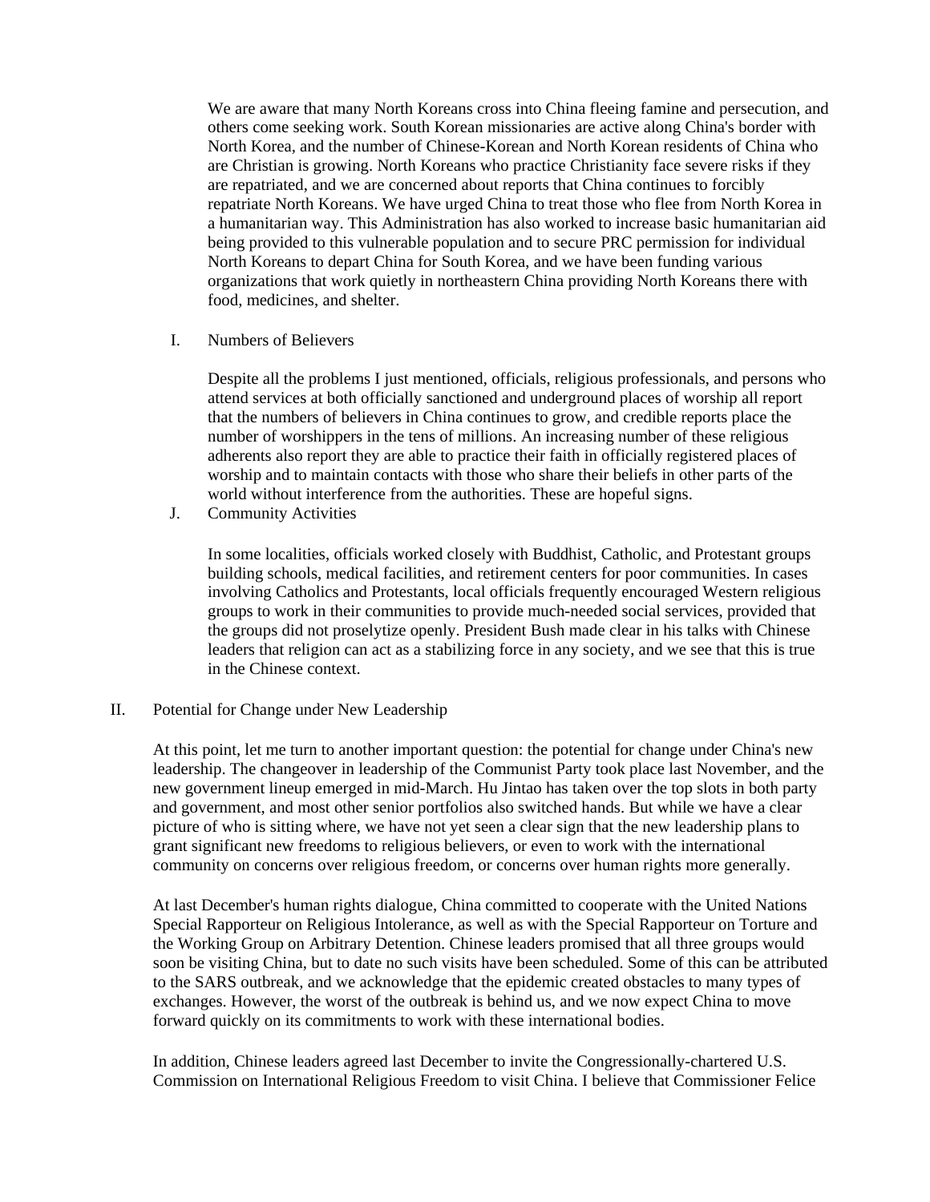We are aware that many North Koreans cross into China fleeing famine and persecution, and others come seeking work. South Korean missionaries are active along China's border with North Korea, and the number of Chinese-Korean and North Korean residents of China who are Christian is growing. North Koreans who practice Christianity face severe risks if they are repatriated, and we are concerned about reports that China continues to forcibly repatriate North Koreans. We have urged China to treat those who flee from North Korea in a humanitarian way. This Administration has also worked to increase basic humanitarian aid being provided to this vulnerable population and to secure PRC permission for individual North Koreans to depart China for South Korea, and we have been funding various organizations that work quietly in northeastern China providing North Koreans there with food, medicines, and shelter.

### I. Numbers of Believers

Despite all the problems I just mentioned, officials, religious professionals, and persons who attend services at both officially sanctioned and underground places of worship all report that the numbers of believers in China continues to grow, and credible reports place the number of worshippers in the tens of millions. An increasing number of these religious adherents also report they are able to practice their faith in officially registered places of worship and to maintain contacts with those who share their beliefs in other parts of the world without interference from the authorities. These are hopeful signs.

### J. Community Activities

In some localities, officials worked closely with Buddhist, Catholic, and Protestant groups building schools, medical facilities, and retirement centers for poor communities. In cases involving Catholics and Protestants, local officials frequently encouraged Western religious groups to work in their communities to provide much-needed social services, provided that the groups did not proselytize openly. President Bush made clear in his talks with Chinese leaders that religion can act as a stabilizing force in any society, and we see that this is true in the Chinese context.

## II. Potential for Change under New Leadership

At this point, let me turn to another important question: the potential for change under China's new leadership. The changeover in leadership of the Communist Party took place last November, and the new government lineup emerged in mid-March. Hu Jintao has taken over the top slots in both party and government, and most other senior portfolios also switched hands. But while we have a clear picture of who is sitting where, we have not yet seen a clear sign that the new leadership plans to grant significant new freedoms to religious believers, or even to work with the international community on concerns over religious freedom, or concerns over human rights more generally.

At last December's human rights dialogue, China committed to cooperate with the United Nations Special Rapporteur on Religious Intolerance, as well as with the Special Rapporteur on Torture and the Working Group on Arbitrary Detention. Chinese leaders promised that all three groups would soon be visiting China, but to date no such visits have been scheduled. Some of this can be attributed to the SARS outbreak, and we acknowledge that the epidemic created obstacles to many types of exchanges. However, the worst of the outbreak is behind us, and we now expect China to move forward quickly on its commitments to work with these international bodies.

In addition, Chinese leaders agreed last December to invite the Congressionally-chartered U.S. Commission on International Religious Freedom to visit China. I believe that Commissioner Felice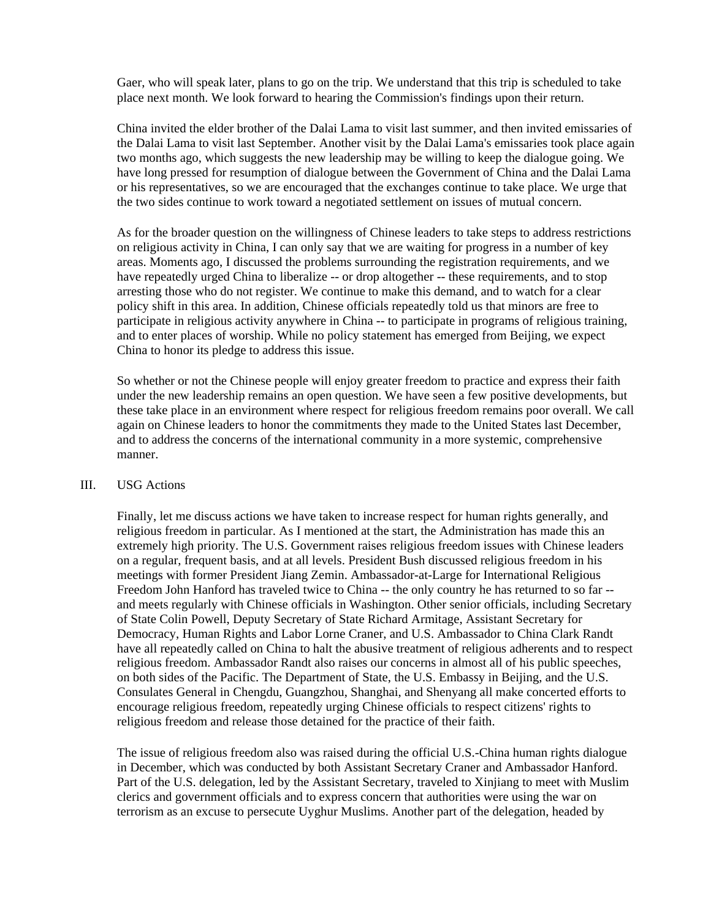Gaer, who will speak later, plans to go on the trip. We understand that this trip is scheduled to take place next month. We look forward to hearing the Commission's findings upon their return.

China invited the elder brother of the Dalai Lama to visit last summer, and then invited emissaries of the Dalai Lama to visit last September. Another visit by the Dalai Lama's emissaries took place again two months ago, which suggests the new leadership may be willing to keep the dialogue going. We have long pressed for resumption of dialogue between the Government of China and the Dalai Lama or his representatives, so we are encouraged that the exchanges continue to take place. We urge that the two sides continue to work toward a negotiated settlement on issues of mutual concern.

As for the broader question on the willingness of Chinese leaders to take steps to address restrictions on religious activity in China, I can only say that we are waiting for progress in a number of key areas. Moments ago, I discussed the problems surrounding the registration requirements, and we have repeatedly urged China to liberalize -- or drop altogether -- these requirements, and to stop arresting those who do not register. We continue to make this demand, and to watch for a clear policy shift in this area. In addition, Chinese officials repeatedly told us that minors are free to participate in religious activity anywhere in China -- to participate in programs of religious training, and to enter places of worship. While no policy statement has emerged from Beijing, we expect China to honor its pledge to address this issue.

So whether or not the Chinese people will enjoy greater freedom to practice and express their faith under the new leadership remains an open question. We have seen a few positive developments, but these take place in an environment where respect for religious freedom remains poor overall. We call again on Chinese leaders to honor the commitments they made to the United States last December, and to address the concerns of the international community in a more systemic, comprehensive manner.

## III. USG Actions

Finally, let me discuss actions we have taken to increase respect for human rights generally, and religious freedom in particular. As I mentioned at the start, the Administration has made this an extremely high priority. The U.S. Government raises religious freedom issues with Chinese leaders on a regular, frequent basis, and at all levels. President Bush discussed religious freedom in his meetings with former President Jiang Zemin. Ambassador-at-Large for International Religious Freedom John Hanford has traveled twice to China -- the only country he has returned to so far -- and meets regularly with Chinese officials in Washington. Other senior officials, including Secretary of State Colin Powell, Deputy Secretary of State Richard Armitage, Assistant Secretary for Democracy, Human Rights and Labor Lorne Craner, and U.S. Ambassador to China Clark Randt have all repeatedly called on China to halt the abusive treatment of religious adherents and to respect religious freedom. Ambassador Randt also raises our concerns in almost all of his public speeches, on both sides of the Pacific. The Department of State, the U.S. Embassy in Beijing, and the U.S. Consulates General in Chengdu, Guangzhou, Shanghai, and Shenyang all make concerted efforts to encourage religious freedom, repeatedly urging Chinese officials to respect citizens' rights to religious freedom and release those detained for the practice of their faith.

The issue of religious freedom also was raised during the official U.S.-China human rights dialogue in December, which was conducted by both Assistant Secretary Craner and Ambassador Hanford. Part of the U.S. delegation, led by the Assistant Secretary, traveled to Xinjiang to meet with Muslim clerics and government officials and to express concern that authorities were using the war on terrorism as an excuse to persecute Uyghur Muslims. Another part of the delegation, headed by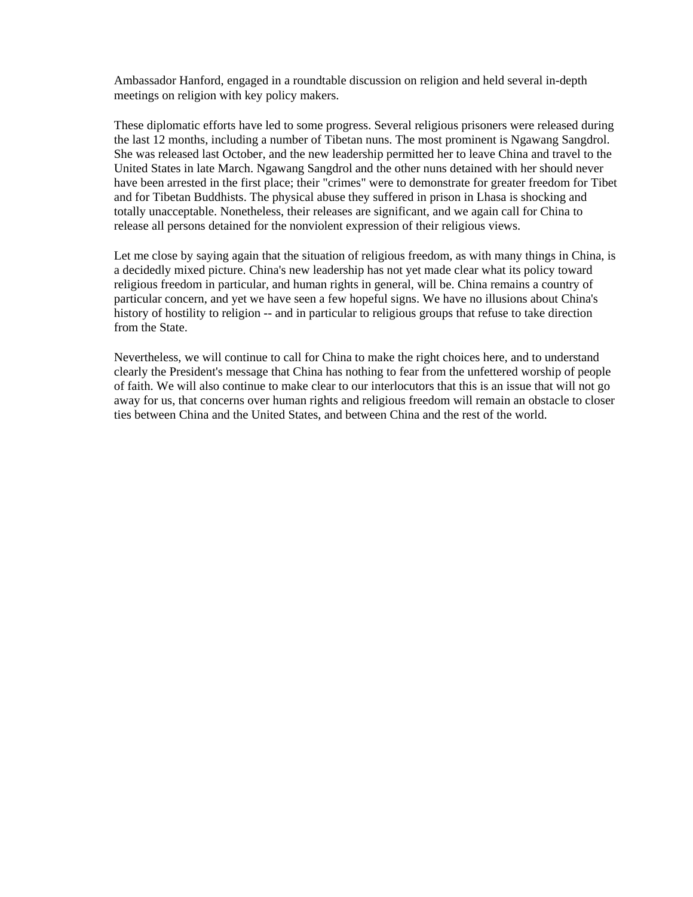Ambassador Hanford, engaged in a roundtable discussion on religion and held several in-depth meetings on religion with key policy makers.

These diplomatic efforts have led to some progress. Several religious prisoners were released during the last 12 months, including a number of Tibetan nuns. The most prominent is Ngawang Sangdrol. She was released last October, and the new leadership permitted her to leave China and travel to the United States in late March. Ngawang Sangdrol and the other nuns detained with her should never have been arrested in the first place; their "crimes" were to demonstrate for greater freedom for Tibet and for Tibetan Buddhists. The physical abuse they suffered in prison in Lhasa is shocking and totally unacceptable. Nonetheless, their releases are significant, and we again call for China to release all persons detained for the nonviolent expression of their religious views.

Let me close by saying again that the situation of religious freedom, as with many things in China, is a decidedly mixed picture. China's new leadership has not yet made clear what its policy toward religious freedom in particular, and human rights in general, will be. China remains a country of particular concern, and yet we have seen a few hopeful signs. We have no illusions about China's history of hostility to religion -- and in particular to religious groups that refuse to take direction from the State.

Nevertheless, we will continue to call for China to make the right choices here, and to understand clearly the President's message that China has nothing to fear from the unfettered worship of people of faith. We will also continue to make clear to our interlocutors that this is an issue that will not go away for us, that concerns over human rights and religious freedom will remain an obstacle to closer ties between China and the United States, and between China and the rest of the world.